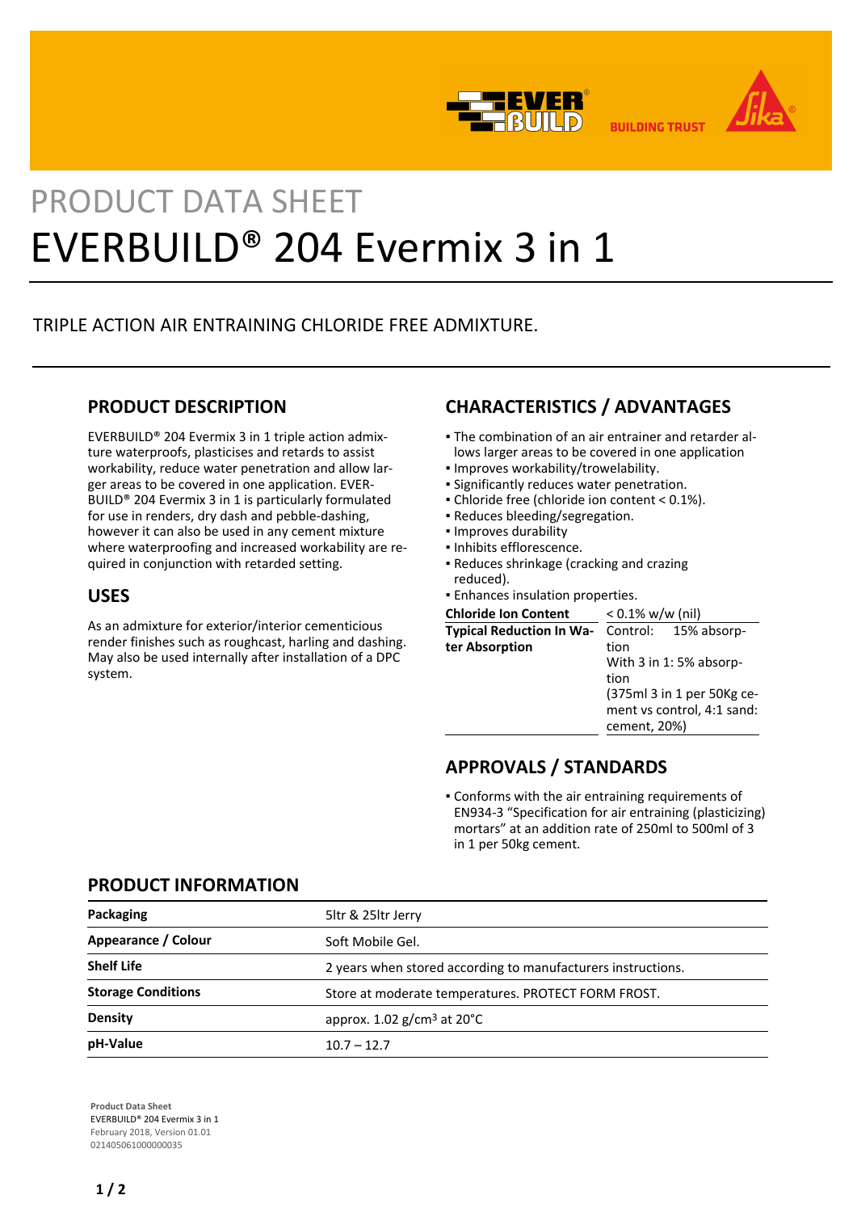PRODUCT DATA SHEET

# EVERBUILD® 204 Evermix 3 in 1

TRIPLE ACTION AIR ENTRAINING CHLORIDE FREE ADMIXTURE.

## PRODUCT DESCRIPTION

EVERBUILD® 204 Evermix 3 in 1 triple action admixture waterproofs, plasticises and retards to assist workability, reduce water penetration and allow larger areas to be covered in one application. EVERBUILD® 204 Evermix 3 in 1 is particularly formulated for use in renders, dry dash and pebble-dashing, however it can also be used in any cement mixture where waterproofing and increased workability are required in conjunction with retarded setting.

## USES

As an admixture for exterior/interior cementicious render finishes such as roughcast, harling and dashing. May also be used internally after installation of a DPC system.

## CHARACTERISTICS / ADVANTAGES

- The combination of an air entrainer and retarder allows larger areas to be covered in one application
- Improves workability/trowelability.
- Significantly reduces water penetration.
- Chloride free (chloride ion content < 0.1%).
- Reduces bleeding/segregation.
- Improves durability
- Inhibits efflorescence.
- Reduces shrinkage (cracking and crazing reduced).
- Enhances insulation properties.

| | |
|---|---|
| **Chloride Ion Content** | < 0.1% w/w (nil) |
| **Typical Reduction In Water Absorption** | Control: 15% absorption<br>With 3 in 1: 5% absorption<br>(375ml 3 in 1 per 50Kg cement vs control, 4:1 sand: cement, 20%) |

## APPROVALS / STANDARDS

- Conforms with the air entraining requirements of EN934-3 "Specification for air entraining (plasticizing) mortars" at an addition rate of 250ml to 500ml of 3 in 1 per 50kg cement.

## PRODUCT INFORMATION

| | |
|---|---|
| **Packaging** | 5ltr & 25ltr Jerry |
| **Appearance / Colour** | Soft Mobile Gel. |
| **Shelf Life** | 2 years when stored according to manufacturers instructions. |
| **Storage Conditions** | Store at moderate temperatures. PROTECT FORM FROST. |
| **Density** | approx. 1.02 g/cm³ at 20°C |
| **pH-Value** | 10.7 – 12.7 |

**Product Data Sheet**
EVERBUILD® 204 Evermix 3 in 1
February 2018, Version 01.01
021405061000000035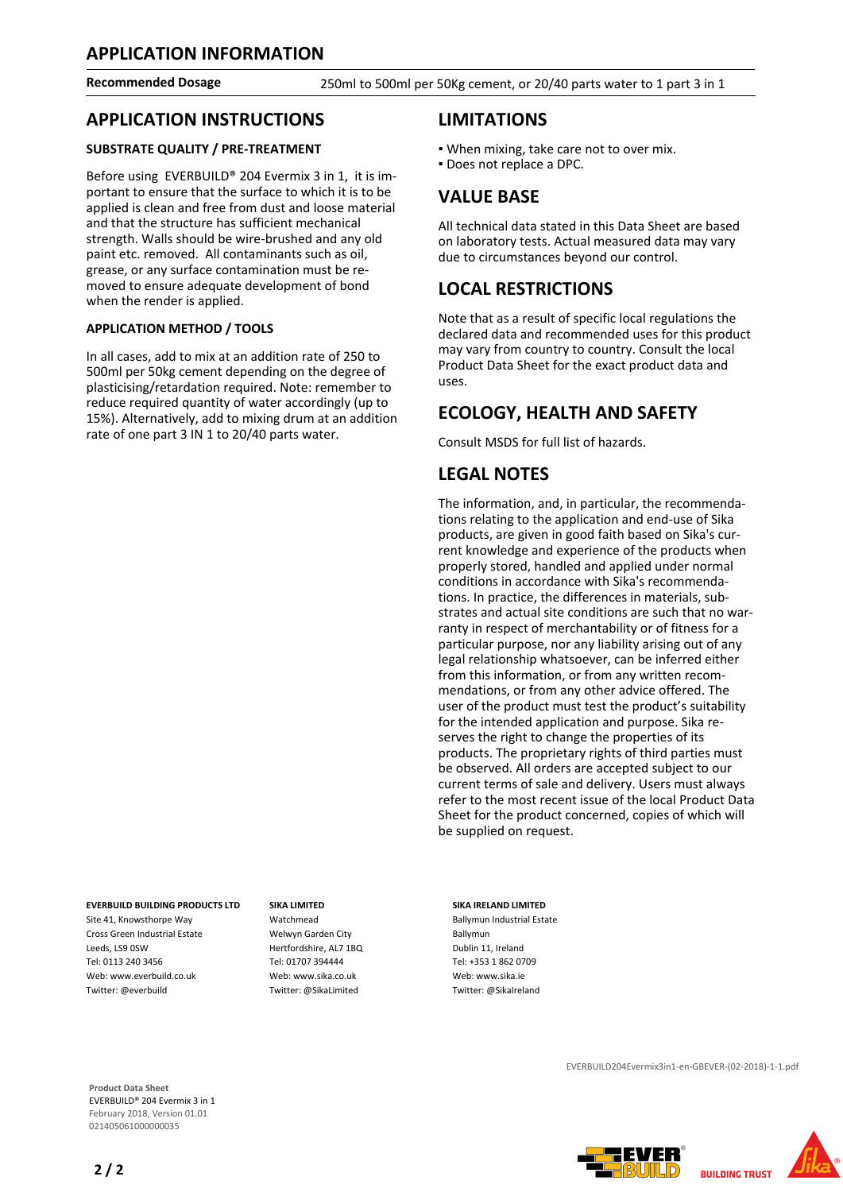## APPLICATION INFORMATION

| | |
|---|---|
| **Recommended Dosage** | 250ml to 500ml per 50Kg cement, or 20/40 parts water to 1 part 3 in 1 |

## APPLICATION INSTRUCTIONS

### SUBSTRATE QUALITY / PRE-TREATMENT

Before using EVERBUILD® 204 Evermix 3 in 1, it is important to ensure that the surface to which it is to be applied is clean and free from dust and loose material and that the structure has sufficient mechanical strength. Walls should be wire-brushed and any old paint etc. removed. All contaminants such as oil, grease, or any surface contamination must be removed to ensure adequate development of bond when the render is applied.

### APPLICATION METHOD / TOOLS

In all cases, add to mix at an addition rate of 250 to 500ml per 50kg cement depending on the degree of plasticising/retardation required. Note: remember to reduce required quantity of water accordingly (up to 15%). Alternatively, add to mixing drum at an addition rate of one part 3 IN 1 to 20/40 parts water.

## LIMITATIONS

- When mixing, take care not to over mix.
- Does not replace a DPC.

## VALUE BASE

All technical data stated in this Data Sheet are based on laboratory tests. Actual measured data may vary due to circumstances beyond our control.

## LOCAL RESTRICTIONS

Note that as a result of specific local regulations the declared data and recommended uses for this product may vary from country to country. Consult the local Product Data Sheet for the exact product data and uses.

## ECOLOGY, HEALTH AND SAFETY

Consult MSDS for full list of hazards.

## LEGAL NOTES

The information, and, in particular, the recommendations relating to the application and end-use of Sika products, are given in good faith based on Sika's current knowledge and experience of the products when properly stored, handled and applied under normal conditions in accordance with Sika's recommendations. In practice, the differences in materials, substrates and actual site conditions are such that no warranty in respect of merchantability or of fitness for a particular purpose, nor any liability arising out of any legal relationship whatsoever, can be inferred either from this information, or from any written recommendations, or from any other advice offered. The user of the product must test the product's suitability for the intended application and purpose. Sika reserves the right to change the properties of its products. The proprietary rights of third parties must be observed. All orders are accepted subject to our current terms of sale and delivery. Users must always refer to the most recent issue of the local Product Data Sheet for the product concerned, copies of which will be supplied on request.

**EVERBUILD BUILDING PRODUCTS LTD**
Site 41, Knowsthorpe Way
Cross Green Industrial Estate
Leeds, LS9 0SW
Tel: 0113 240 3456
Web: www.everbuild.co.uk
Twitter: @everbuild

**SIKA LIMITED**
Watchmead
Welwyn Garden City
Hertfordshire, AL7 1BQ
Tel: 01707 394444
Web: www.sika.co.uk
Twitter: @SikaLimited

**SIKA IRELAND LIMITED**
Ballymun Industrial Estate
Ballymun
Dublin 11, Ireland
Tel: +353 1 862 0709
Web: www.sika.ie
Twitter: @SikaIreland

EVERBUILD204Evermix3in1-en-GBEVER-(02-2018)-1-1.pdf

**Product Data Sheet**
EVERBUILD® 204 Evermix 3 in 1
February 2018, Version 01.01
021405061000000035